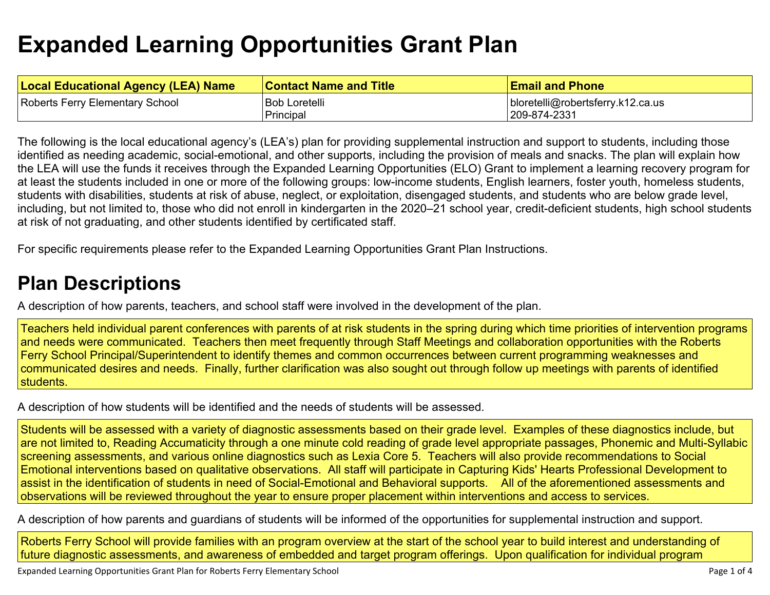# Expanded Learning Opportunities Grant Plan

| Local Educational Agency (LEA) Name | Contact Name and Title | Email and Phone |
| --- | --- | --- |
| Roberts Ferry Elementary School | Bob Loretelli<br>Principal | bloretelli@robertsferry.k12.ca.us<br>209-874-2331 |

The following is the local educational agency's (LEA's) plan for providing supplemental instruction and support to students, including those identified as needing academic, social-emotional, and other supports, including the provision of meals and snacks. The plan will explain how the LEA will use the funds it receives through the Expanded Learning Opportunities (ELO) Grant to implement a learning recovery program for at least the students included in one or more of the following groups: low-income students, English learners, foster youth, homeless students, students with disabilities, students at risk of abuse, neglect, or exploitation, disengaged students, and students who are below grade level, including, but not limited to, those who did not enroll in kindergarten in the 2020–21 school year, credit-deficient students, high school students at risk of not graduating, and other students identified by certificated staff.

For specific requirements please refer to the Expanded Learning Opportunities Grant Plan Instructions.

## Plan Descriptions

A description of how parents, teachers, and school staff were involved in the development of the plan.

Teachers held individual parent conferences with parents of at risk students in the spring during which time priorities of intervention programs and needs were communicated. Teachers then meet frequently through Staff Meetings and collaboration opportunities with the Roberts Ferry School Principal/Superintendent to identify themes and common occurrences between current programming weaknesses and communicated desires and needs. Finally, further clarification was also sought out through follow up meetings with parents of identified students.

A description of how students will be identified and the needs of students will be assessed.

Students will be assessed with a variety of diagnostic assessments based on their grade level. Examples of these diagnostics include, but are not limited to, Reading Accumaticity through a one minute cold reading of grade level appropriate passages, Phonemic and Multi-Syllabic screening assessments, and various online diagnostics such as Lexia Core 5. Teachers will also provide recommendations to Social Emotional interventions based on qualitative observations. All staff will participate in Capturing Kids' Hearts Professional Development to assist in the identification of students in need of Social-Emotional and Behavioral supports. All of the aforementioned assessments and observations will be reviewed throughout the year to ensure proper placement within interventions and access to services.

A description of how parents and guardians of students will be informed of the opportunities for supplemental instruction and support.

Roberts Ferry School will provide families with an program overview at the start of the school year to build interest and understanding of future diagnostic assessments, and awareness of embedded and target program offerings. Upon qualification for individual program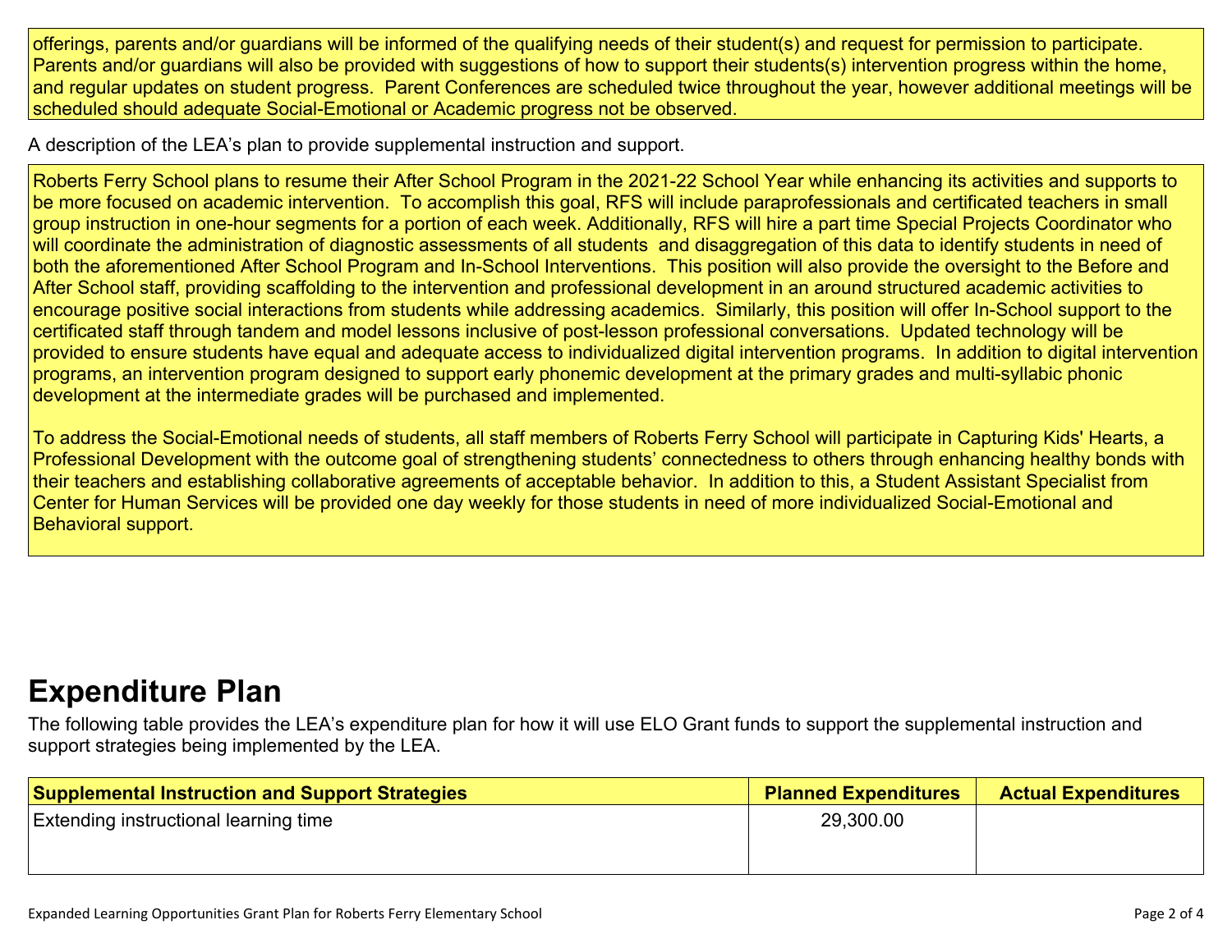offerings, parents and/or guardians will be informed of the qualifying needs of their student(s) and request for permission to participate. Parents and/or guardians will also be provided with suggestions of how to support their students(s) intervention progress within the home, and regular updates on student progress. Parent Conferences are scheduled twice throughout the year, however additional meetings will be scheduled should adequate Social-Emotional or Academic progress not be observed.

A description of the LEA's plan to provide supplemental instruction and support.

Roberts Ferry School plans to resume their After School Program in the 2021-22 School Year while enhancing its activities and supports to be more focused on academic intervention. To accomplish this goal, RFS will include paraprofessionals and certificated teachers in small group instruction in one-hour segments for a portion of each week. Additionally, RFS will hire a part time Special Projects Coordinator who will coordinate the administration of diagnostic assessments of all students and disaggregation of this data to identify students in need of both the aforementioned After School Program and In-School Interventions. This position will also provide the oversight to the Before and After School staff, providing scaffolding to the intervention and professional development in an around structured academic activities to encourage positive social interactions from students while addressing academics. Similarly, this position will offer In-School support to the certificated staff through tandem and model lessons inclusive of post-lesson professional conversations. Updated technology will be provided to ensure students have equal and adequate access to individualized digital intervention programs. In addition to digital intervention programs, an intervention program designed to support early phonemic development at the primary grades and multi-syllabic phonic development at the intermediate grades will be purchased and implemented.

To address the Social-Emotional needs of students, all staff members of Roberts Ferry School will participate in Capturing Kids' Hearts, a Professional Development with the outcome goal of strengthening students' connectedness to others through enhancing healthy bonds with their teachers and establishing collaborative agreements of acceptable behavior. In addition to this, a Student Assistant Specialist from Center for Human Services will be provided one day weekly for those students in need of more individualized Social-Emotional and Behavioral support.

# Expenditure Plan

The following table provides the LEA's expenditure plan for how it will use ELO Grant funds to support the supplemental instruction and support strategies being implemented by the LEA.

| Supplemental Instruction and Support Strategies | Planned Expenditures | Actual Expenditures |
|---|---|---|
| Extending instructional learning time | 29,300.00 | |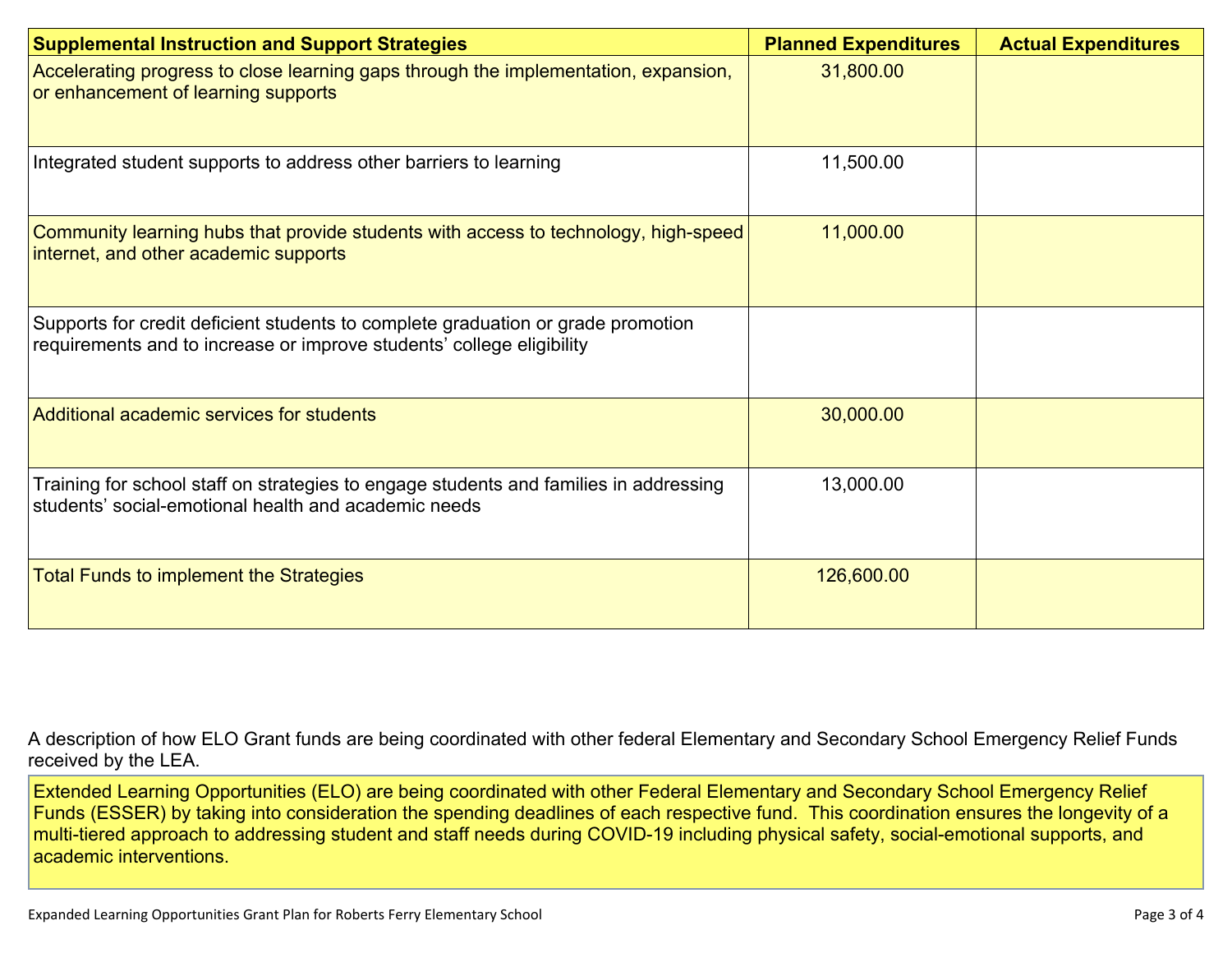| Supplemental Instruction and Support Strategies | Planned Expenditures | Actual Expenditures |
| --- | --- | --- |
| Accelerating progress to close learning gaps through the implementation, expansion, or enhancement of learning supports | 31,800.00 | |
| Integrated student supports to address other barriers to learning | 11,500.00 | |
| Community learning hubs that provide students with access to technology, high-speed internet, and other academic supports | 11,000.00 | |
| Supports for credit deficient students to complete graduation or grade promotion requirements and to increase or improve students' college eligibility | | |
| Additional academic services for students | 30,000.00 | |
| Training for school staff on strategies to engage students and families in addressing students' social-emotional health and academic needs | 13,000.00 | |
| Total Funds to implement the Strategies | 126,600.00 | |

A description of how ELO Grant funds are being coordinated with other federal Elementary and Secondary School Emergency Relief Funds received by the LEA.

Extended Learning Opportunities (ELO) are being coordinated with other Federal Elementary and Secondary School Emergency Relief Funds (ESSER) by taking into consideration the spending deadlines of each respective fund. This coordination ensures the longevity of a multi-tiered approach to addressing student and staff needs during COVID-19 including physical safety, social-emotional supports, and academic interventions.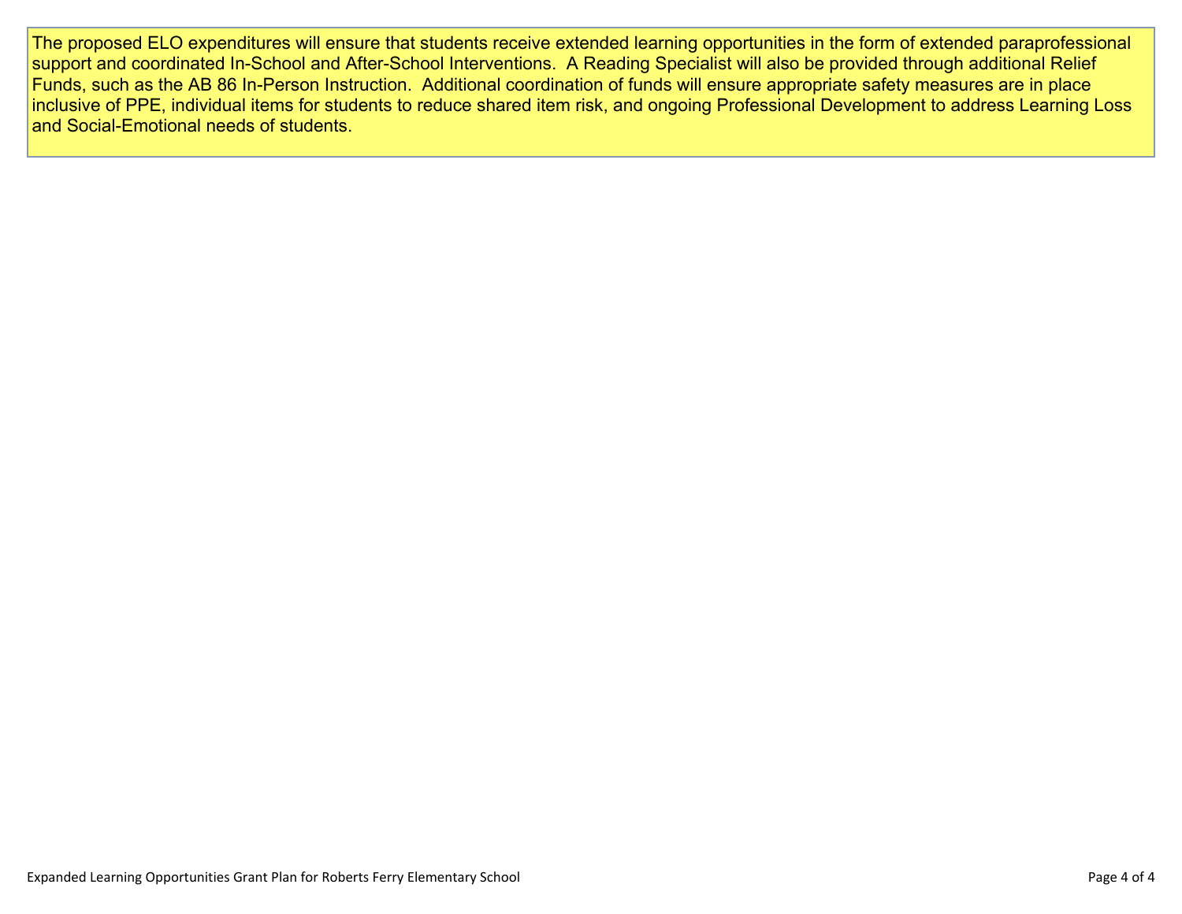The proposed ELO expenditures will ensure that students receive extended learning opportunities in the form of extended paraprofessional support and coordinated In-School and After-School Interventions. A Reading Specialist will also be provided through additional Relief Funds, such as the AB 86 In-Person Instruction. Additional coordination of funds will ensure appropriate safety measures are in place inclusive of PPE, individual items for students to reduce shared item risk, and ongoing Professional Development to address Learning Loss and Social-Emotional needs of students.